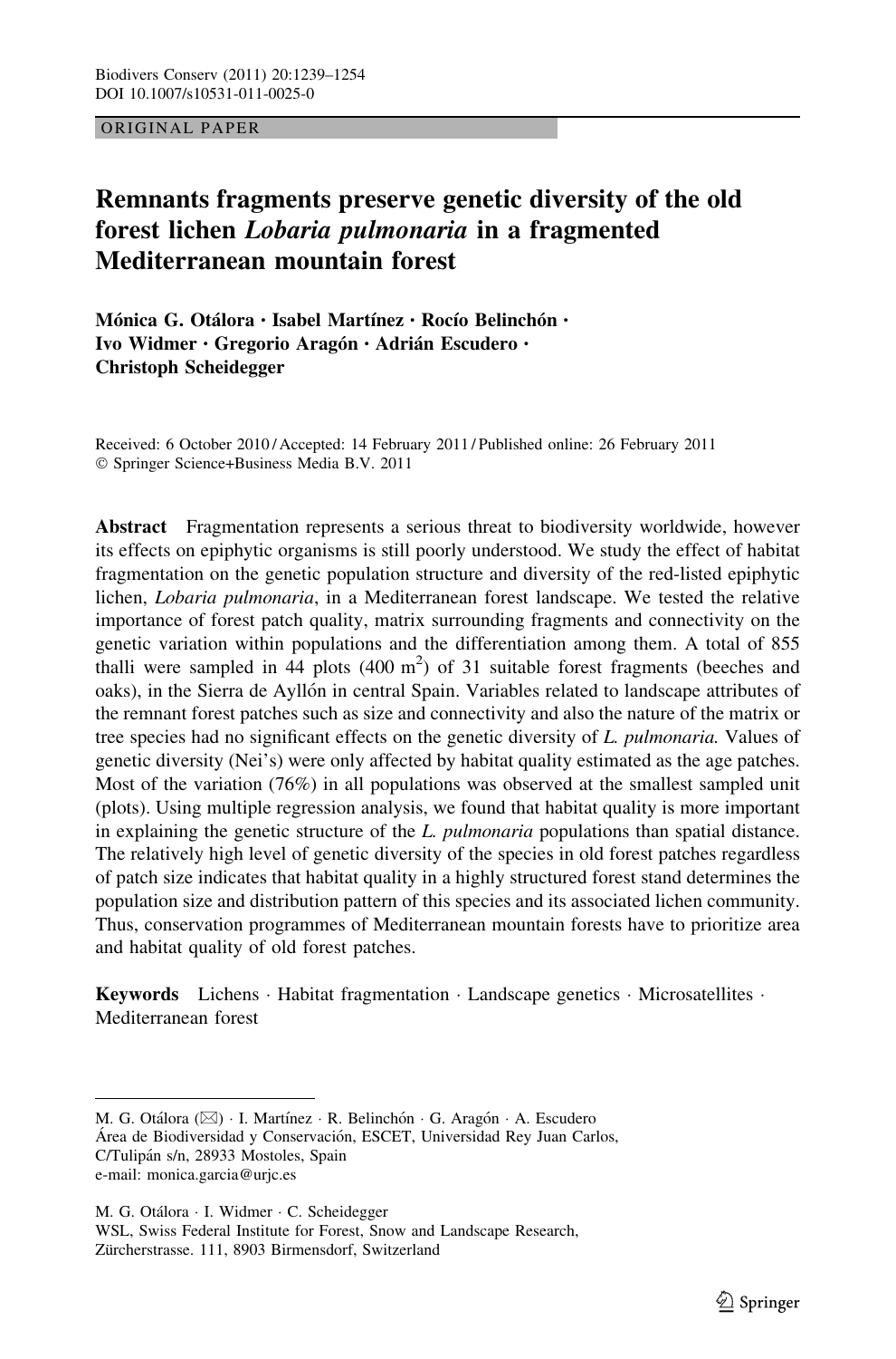ORIGINAL PAPER

# Remnants fragments preserve genetic diversity of the old forest lichen *Lobaria pulmonaria* in a fragmented Mediterranean mountain forest

**Mónica G. Otálora · Isabel Martínez · Rocío Belinchón · Ivo Widmer · Gregorio Aragón · Adrián Escudero · Christoph Scheidegger**

Received: 6 October 2010 / Accepted: 14 February 2011 / Published online: 26 February 2011
© Springer Science+Business Media B.V. 2011

**Abstract** Fragmentation represents a serious threat to biodiversity worldwide, however its effects on epiphytic organisms is still poorly understood. We study the effect of habitat fragmentation on the genetic population structure and diversity of the red-listed epiphytic lichen, *Lobaria pulmonaria*, in a Mediterranean forest landscape. We tested the relative importance of forest patch quality, matrix surrounding fragments and connectivity on the genetic variation within populations and the differentiation among them. A total of 855 thalli were sampled in 44 plots (400 m$^2$) of 31 suitable forest fragments (beeches and oaks), in the Sierra de Ayllón in central Spain. Variables related to landscape attributes of the remnant forest patches such as size and connectivity and also the nature of the matrix or tree species had no significant effects on the genetic diversity of *L. pulmonaria.* Values of genetic diversity (Nei's) were only affected by habitat quality estimated as the age patches. Most of the variation (76%) in all populations was observed at the smallest sampled unit (plots). Using multiple regression analysis, we found that habitat quality is more important in explaining the genetic structure of the *L. pulmonaria* populations than spatial distance. The relatively high level of genetic diversity of the species in old forest patches regardless of patch size indicates that habitat quality in a highly structured forest stand determines the population size and distribution pattern of this species and its associated lichen community. Thus, conservation programmes of Mediterranean mountain forests have to prioritize area and habitat quality of old forest patches.

**Keywords** Lichens · Habitat fragmentation · Landscape genetics · Microsatellites · Mediterranean forest

---

M. G. Otálora (✉) · I. Martínez · R. Belinchón · G. Aragón · A. Escudero
Área de Biodiversidad y Conservación, ESCET, Universidad Rey Juan Carlos,
C/Tulipán s/n, 28933 Mostoles, Spain
e-mail: monica.garcia@urjc.es

M. G. Otálora · I. Widmer · C. Scheidegger
WSL, Swiss Federal Institute for Forest, Snow and Landscape Research,
Zürcherstrasse. 111, 8903 Birmensdorf, Switzerland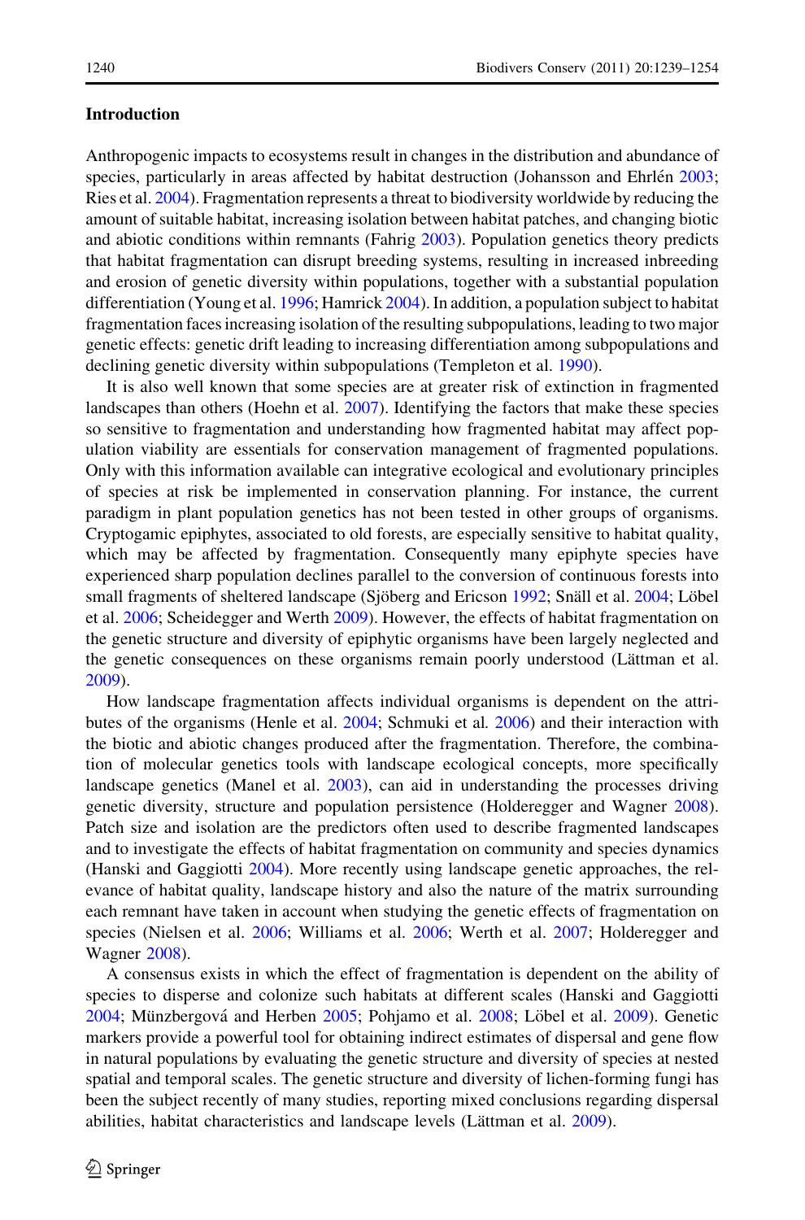## Introduction

Anthropogenic impacts to ecosystems result in changes in the distribution and abundance of species, particularly in areas affected by habitat destruction (Johansson and Ehrlén 2003; Ries et al. 2004). Fragmentation represents a threat to biodiversity worldwide by reducing the amount of suitable habitat, increasing isolation between habitat patches, and changing biotic and abiotic conditions within remnants (Fahrig 2003). Population genetics theory predicts that habitat fragmentation can disrupt breeding systems, resulting in increased inbreeding and erosion of genetic diversity within populations, together with a substantial population differentiation (Young et al. 1996; Hamrick 2004). In addition, a population subject to habitat fragmentation faces increasing isolation of the resulting subpopulations, leading to two major genetic effects: genetic drift leading to increasing differentiation among subpopulations and declining genetic diversity within subpopulations (Templeton et al. 1990).

It is also well known that some species are at greater risk of extinction in fragmented landscapes than others (Hoehn et al. 2007). Identifying the factors that make these species so sensitive to fragmentation and understanding how fragmented habitat may affect population viability are essentials for conservation management of fragmented populations. Only with this information available can integrative ecological and evolutionary principles of species at risk be implemented in conservation planning. For instance, the current paradigm in plant population genetics has not been tested in other groups of organisms. Cryptogamic epiphytes, associated to old forests, are especially sensitive to habitat quality, which may be affected by fragmentation. Consequently many epiphyte species have experienced sharp population declines parallel to the conversion of continuous forests into small fragments of sheltered landscape (Sjöberg and Ericson 1992; Snäll et al. 2004; Löbel et al. 2006; Scheidegger and Werth 2009). However, the effects of habitat fragmentation on the genetic structure and diversity of epiphytic organisms have been largely neglected and the genetic consequences on these organisms remain poorly understood (Lättman et al. 2009).

How landscape fragmentation affects individual organisms is dependent on the attributes of the organisms (Henle et al. 2004; Schmuki et al. 2006) and their interaction with the biotic and abiotic changes produced after the fragmentation. Therefore, the combination of molecular genetics tools with landscape ecological concepts, more specifically landscape genetics (Manel et al. 2003), can aid in understanding the processes driving genetic diversity, structure and population persistence (Holderegger and Wagner 2008). Patch size and isolation are the predictors often used to describe fragmented landscapes and to investigate the effects of habitat fragmentation on community and species dynamics (Hanski and Gaggiotti 2004). More recently using landscape genetic approaches, the relevance of habitat quality, landscape history and also the nature of the matrix surrounding each remnant have taken in account when studying the genetic effects of fragmentation on species (Nielsen et al. 2006; Williams et al. 2006; Werth et al. 2007; Holderegger and Wagner 2008).

A consensus exists in which the effect of fragmentation is dependent on the ability of species to disperse and colonize such habitats at different scales (Hanski and Gaggiotti 2004; Münzbergová and Herben 2005; Pohjamo et al. 2008; Löbel et al. 2009). Genetic markers provide a powerful tool for obtaining indirect estimates of dispersal and gene flow in natural populations by evaluating the genetic structure and diversity of species at nested spatial and temporal scales. The genetic structure and diversity of lichen-forming fungi has been the subject recently of many studies, reporting mixed conclusions regarding dispersal abilities, habitat characteristics and landscape levels (Lättman et al. 2009).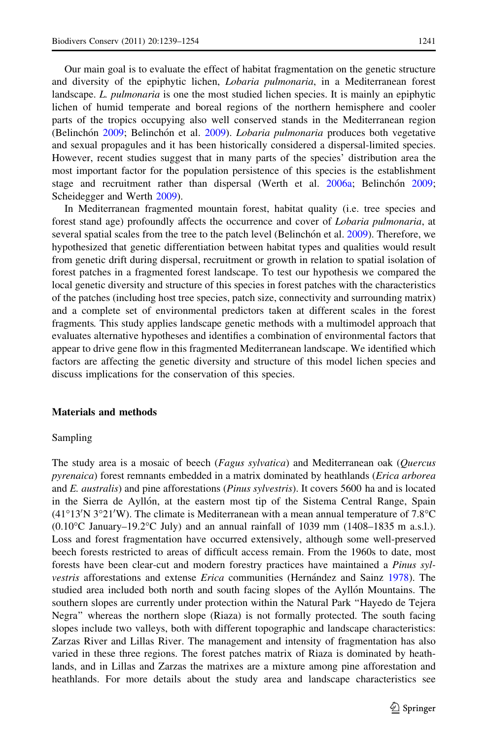Our main goal is to evaluate the effect of habitat fragmentation on the genetic structure and diversity of the epiphytic lichen, *Lobaria pulmonaria*, in a Mediterranean forest landscape. *L. pulmonaria* is one the most studied lichen species. It is mainly an epiphytic lichen of humid temperate and boreal regions of the northern hemisphere and cooler parts of the tropics occupying also well conserved stands in the Mediterranean region (Belinchón 2009; Belinchón et al. 2009). *Lobaria pulmonaria* produces both vegetative and sexual propagules and it has been historically considered a dispersal-limited species. However, recent studies suggest that in many parts of the species' distribution area the most important factor for the population persistence of this species is the establishment stage and recruitment rather than dispersal (Werth et al. 2006a; Belinchón 2009; Scheidegger and Werth 2009).

In Mediterranean fragmented mountain forest, habitat quality (i.e. tree species and forest stand age) profoundly affects the occurrence and cover of *Lobaria pulmonaria*, at several spatial scales from the tree to the patch level (Belinchón et al. 2009). Therefore, we hypothesized that genetic differentiation between habitat types and qualities would result from genetic drift during dispersal, recruitment or growth in relation to spatial isolation of forest patches in a fragmented forest landscape. To test our hypothesis we compared the local genetic diversity and structure of this species in forest patches with the characteristics of the patches (including host tree species, patch size, connectivity and surrounding matrix) and a complete set of environmental predictors taken at different scales in the forest fragments. This study applies landscape genetic methods with a multimodel approach that evaluates alternative hypotheses and identifies a combination of environmental factors that appear to drive gene flow in this fragmented Mediterranean landscape. We identified which factors are affecting the genetic diversity and structure of this model lichen species and discuss implications for the conservation of this species.

## Materials and methods

### Sampling

The study area is a mosaic of beech (*Fagus sylvatica*) and Mediterranean oak (*Quercus pyrenaica*) forest remnants embedded in a matrix dominated by heathlands (*Erica arborea* and *E. australis*) and pine afforestations (*Pinus sylvestris*). It covers 5600 ha and is located in the Sierra de Ayllón, at the eastern most tip of the Sistema Central Range, Spain (41°13′N 3°21′W). The climate is Mediterranean with a mean annual temperature of 7.8°C (0.10°C January–19.2°C July) and an annual rainfall of 1039 mm (1408–1835 m a.s.l.). Loss and forest fragmentation have occurred extensively, although some well-preserved beech forests restricted to areas of difficult access remain. From the 1960s to date, most forests have been clear-cut and modern forestry practices have maintained a *Pinus sylvestris* afforestations and extense *Erica* communities (Hernández and Sainz 1978). The studied area included both north and south facing slopes of the Ayllón Mountains. The southern slopes are currently under protection within the Natural Park "Hayedo de Tejera Negra" whereas the northern slope (Riaza) is not formally protected. The south facing slopes include two valleys, both with different topographic and landscape characteristics: Zarzas River and Lillas River. The management and intensity of fragmentation has also varied in these three regions. The forest patches matrix of Riaza is dominated by heathlands, and in Lillas and Zarzas the matrixes are a mixture among pine afforestation and heathlands. For more details about the study area and landscape characteristics see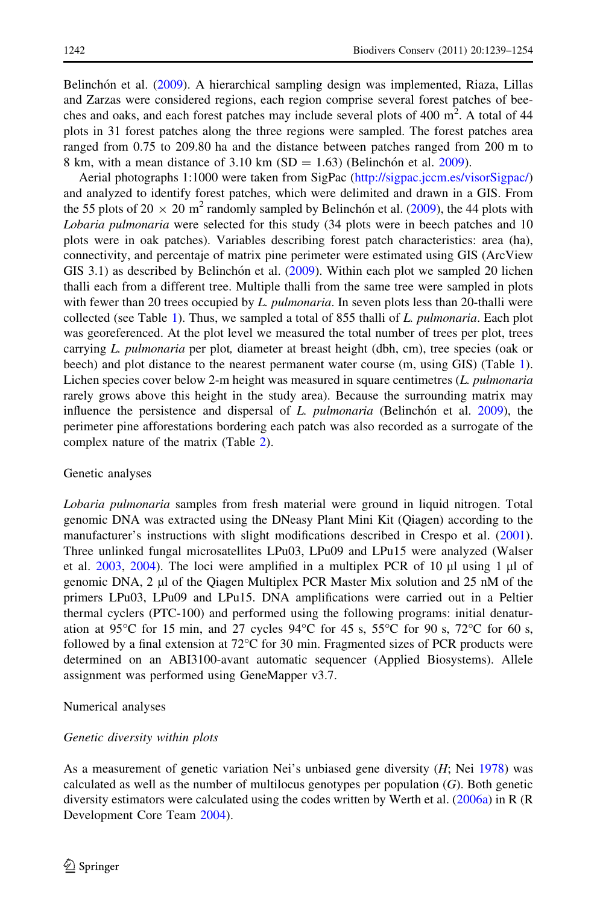Belinchón et al. (2009). A hierarchical sampling design was implemented, Riaza, Lillas and Zarzas were considered regions, each region comprise several forest patches of beeches and oaks, and each forest patches may include several plots of 400 $m^2$. A total of 44 plots in 31 forest patches along the three regions were sampled. The forest patches area ranged from 0.75 to 209.80 ha and the distance between patches ranged from 200 m to 8 km, with a mean distance of 3.10 km (SD = 1.63) (Belinchón et al. 2009).

Aerial photographs 1:1000 were taken from SigPac (http://sigpac.jccm.es/visorSigpac/) and analyzed to identify forest patches, which were delimited and drawn in a GIS. From the 55 plots of 20 × 20 $m^2$ randomly sampled by Belinchón et al. (2009), the 44 plots with *Lobaria pulmonaria* were selected for this study (34 plots were in beech patches and 10 plots were in oak patches). Variables describing forest patch characteristics: area (ha), connectivity, and percentaje of matrix pine perimeter were estimated using GIS (ArcView GIS 3.1) as described by Belinchón et al. (2009). Within each plot we sampled 20 lichen thalli each from a different tree. Multiple thalli from the same tree were sampled in plots with fewer than 20 trees occupied by *L. pulmonaria*. In seven plots less than 20-thalli were collected (see Table 1). Thus, we sampled a total of 855 thalli of *L. pulmonaria*. Each plot was georeferenced. At the plot level we measured the total number of trees per plot, trees carrying *L. pulmonaria* per plot, diameter at breast height (dbh, cm), tree species (oak or beech) and plot distance to the nearest permanent water course (m, using GIS) (Table 1). Lichen species cover below 2-m height was measured in square centimetres (*L. pulmonaria* rarely grows above this height in the study area). Because the surrounding matrix may influence the persistence and dispersal of *L. pulmonaria* (Belinchón et al. 2009), the perimeter pine afforestations bordering each patch was also recorded as a surrogate of the complex nature of the matrix (Table 2).

## Genetic analyses

*Lobaria pulmonaria* samples from fresh material were ground in liquid nitrogen. Total genomic DNA was extracted using the DNeasy Plant Mini Kit (Qiagen) according to the manufacturer's instructions with slight modifications described in Crespo et al. (2001). Three unlinked fungal microsatellites LPu03, LPu09 and LPu15 were analyzed (Walser et al. 2003, 2004). The loci were amplified in a multiplex PCR of 10 µl using 1 µl of genomic DNA, 2 µl of the Qiagen Multiplex PCR Master Mix solution and 25 nM of the primers LPu03, LPu09 and LPu15. DNA amplifications were carried out in a Peltier thermal cyclers (PTC-100) and performed using the following programs: initial denaturation at 95°C for 15 min, and 27 cycles 94°C for 45 s, 55°C for 90 s, 72°C for 60 s, followed by a final extension at 72°C for 30 min. Fragmented sizes of PCR products were determined on an ABI3100-avant automatic sequencer (Applied Biosystems). Allele assignment was performed using GeneMapper v3.7.

## Numerical analyses

### *Genetic diversity within plots*

As a measurement of genetic variation Nei's unbiased gene diversity (*H*; Nei 1978) was calculated as well as the number of multilocus genotypes per population (*G*). Both genetic diversity estimators were calculated using the codes written by Werth et al. (2006a) in R (R Development Core Team 2004).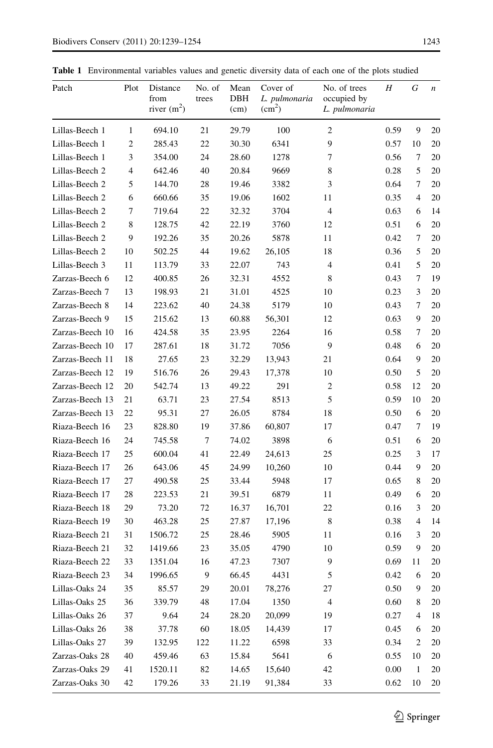**Table 1** Environmental variables values and genetic diversity data of each one of the plots studied

| Patch | Plot | Distance from river ($m^2$) | No. of trees | Mean DBH (cm) | Cover of *L. pulmonaria* ($cm^2$) | No. of trees occupied by *L. pulmonaria* | *H* | *G* | *n* |
|---|---|---|---|---|---|---|---|---|---|
| Lillas-Beech 1 | 1 | 694.10 | 21 | 29.79 | 100 | 2 | 0.59 | 9 | 20 |
| Lillas-Beech 1 | 2 | 285.43 | 22 | 30.30 | 6341 | 9 | 0.57 | 10 | 20 |
| Lillas-Beech 1 | 3 | 354.00 | 24 | 28.60 | 1278 | 7 | 0.56 | 7 | 20 |
| Lillas-Beech 2 | 4 | 642.46 | 40 | 20.84 | 9669 | 8 | 0.28 | 5 | 20 |
| Lillas-Beech 2 | 5 | 144.70 | 28 | 19.46 | 3382 | 3 | 0.64 | 7 | 20 |
| Lillas-Beech 2 | 6 | 660.66 | 35 | 19.06 | 1602 | 11 | 0.35 | 4 | 20 |
| Lillas-Beech 2 | 7 | 719.64 | 22 | 32.32 | 3704 | 4 | 0.63 | 6 | 14 |
| Lillas-Beech 2 | 8 | 128.75 | 42 | 22.19 | 3760 | 12 | 0.51 | 6 | 20 |
| Lillas-Beech 2 | 9 | 192.26 | 35 | 20.26 | 5878 | 11 | 0.42 | 7 | 20 |
| Lillas-Beech 2 | 10 | 502.25 | 44 | 19.62 | 26,105 | 18 | 0.36 | 5 | 20 |
| Lillas-Beech 3 | 11 | 113.79 | 33 | 22.07 | 743 | 4 | 0.41 | 5 | 20 |
| Zarzas-Beech 6 | 12 | 400.85 | 26 | 32.31 | 4552 | 8 | 0.43 | 7 | 19 |
| Zarzas-Beech 7 | 13 | 198.93 | 21 | 31.01 | 4525 | 10 | 0.23 | 3 | 20 |
| Zarzas-Beech 8 | 14 | 223.62 | 40 | 24.38 | 5179 | 10 | 0.43 | 7 | 20 |
| Zarzas-Beech 9 | 15 | 215.62 | 13 | 60.88 | 56,301 | 12 | 0.63 | 9 | 20 |
| Zarzas-Beech 10 | 16 | 424.58 | 35 | 23.95 | 2264 | 16 | 0.58 | 7 | 20 |
| Zarzas-Beech 10 | 17 | 287.61 | 18 | 31.72 | 7056 | 9 | 0.48 | 6 | 20 |
| Zarzas-Beech 11 | 18 | 27.65 | 23 | 32.29 | 13,943 | 21 | 0.64 | 9 | 20 |
| Zarzas-Beech 12 | 19 | 516.76 | 26 | 29.43 | 17,378 | 10 | 0.50 | 5 | 20 |
| Zarzas-Beech 12 | 20 | 542.74 | 13 | 49.22 | 291 | 2 | 0.58 | 12 | 20 |
| Zarzas-Beech 13 | 21 | 63.71 | 23 | 27.54 | 8513 | 5 | 0.59 | 10 | 20 |
| Zarzas-Beech 13 | 22 | 95.31 | 27 | 26.05 | 8784 | 18 | 0.50 | 6 | 20 |
| Riaza-Beech 16 | 23 | 828.80 | 19 | 37.86 | 60,807 | 17 | 0.47 | 7 | 19 |
| Riaza-Beech 16 | 24 | 745.58 | 7 | 74.02 | 3898 | 6 | 0.51 | 6 | 20 |
| Riaza-Beech 17 | 25 | 600.04 | 41 | 22.49 | 24,613 | 25 | 0.25 | 3 | 17 |
| Riaza-Beech 17 | 26 | 643.06 | 45 | 24.99 | 10,260 | 10 | 0.44 | 9 | 20 |
| Riaza-Beech 17 | 27 | 490.58 | 25 | 33.44 | 5948 | 17 | 0.65 | 8 | 20 |
| Riaza-Beech 17 | 28 | 223.53 | 21 | 39.51 | 6879 | 11 | 0.49 | 6 | 20 |
| Riaza-Beech 18 | 29 | 73.20 | 72 | 16.37 | 16,701 | 22 | 0.16 | 3 | 20 |
| Riaza-Beech 19 | 30 | 463.28 | 25 | 27.87 | 17,196 | 8 | 0.38 | 4 | 14 |
| Riaza-Beech 21 | 31 | 1506.72 | 25 | 28.46 | 5905 | 11 | 0.16 | 3 | 20 |
| Riaza-Beech 21 | 32 | 1419.66 | 23 | 35.05 | 4790 | 10 | 0.59 | 9 | 20 |
| Riaza-Beech 22 | 33 | 1351.04 | 16 | 47.23 | 7307 | 9 | 0.69 | 11 | 20 |
| Riaza-Beech 23 | 34 | 1996.65 | 9 | 66.45 | 4431 | 5 | 0.42 | 6 | 20 |
| Lillas-Oaks 24 | 35 | 85.57 | 29 | 20.01 | 78,276 | 27 | 0.50 | 9 | 20 |
| Lillas-Oaks 25 | 36 | 339.79 | 48 | 17.04 | 1350 | 4 | 0.60 | 8 | 20 |
| Lillas-Oaks 26 | 37 | 9.64 | 24 | 28.20 | 20,099 | 19 | 0.27 | 4 | 18 |
| Lillas-Oaks 26 | 38 | 37.78 | 60 | 18.05 | 14,439 | 17 | 0.45 | 6 | 20 |
| Lillas-Oaks 27 | 39 | 132.95 | 122 | 11.22 | 6598 | 33 | 0.34 | 2 | 20 |
| Zarzas-Oaks 28 | 40 | 459.46 | 63 | 15.84 | 5641 | 6 | 0.55 | 10 | 20 |
| Zarzas-Oaks 29 | 41 | 1520.11 | 82 | 14.65 | 15,640 | 42 | 0.00 | 1 | 20 |
| Zarzas-Oaks 30 | 42 | 179.26 | 33 | 21.19 | 91,384 | 33 | 0.62 | 10 | 20 |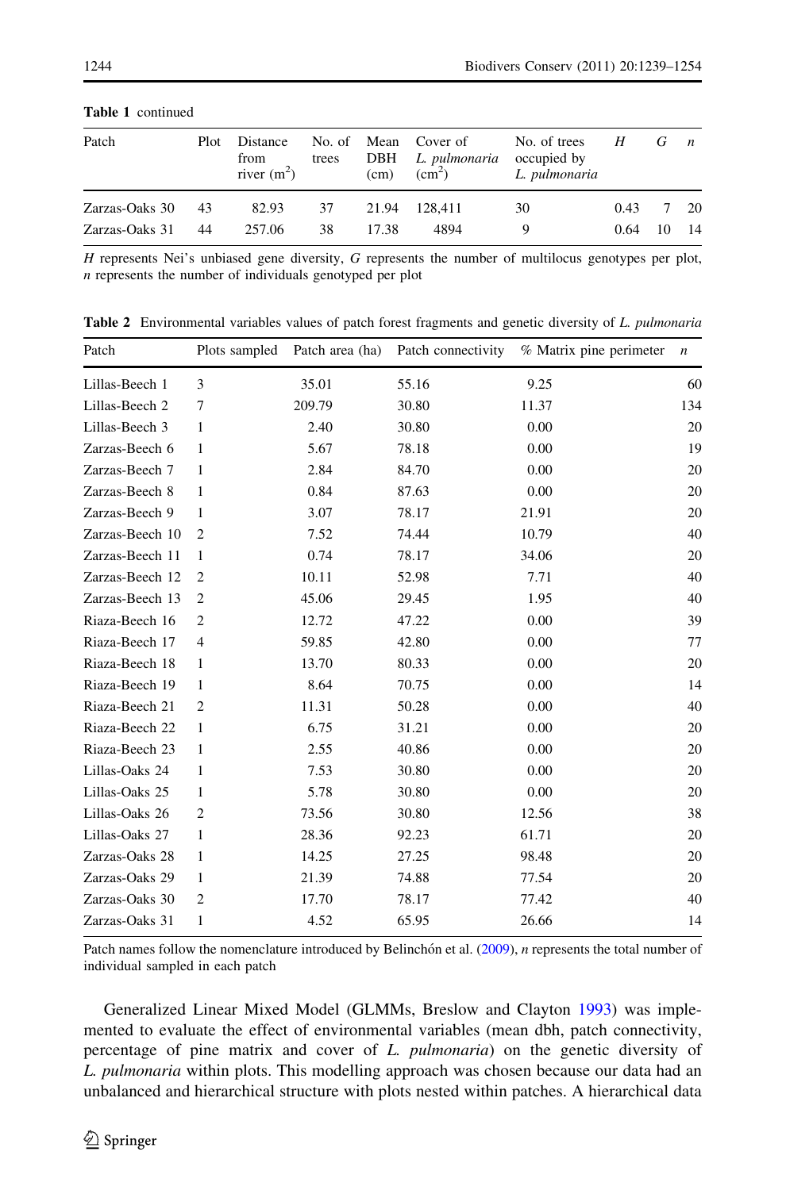**Table 1** continued

| Patch | Plot | Distance from river ($m^2$) | No. of trees | Mean DBH (cm) | Cover of *L. pulmonaria* ($cm^2$) | No. of trees occupied by *L. pulmonaria* | *H* | *G* | *n* |
|---|---|---|---|---|---|---|---|---|---|
| Zarzas-Oaks 30 | 43 | 82.93 | 37 | 21.94 | 128,411 | 30 | 0.43 | 7 | 20 |
| Zarzas-Oaks 31 | 44 | 257.06 | 38 | 17.38 | 4894 | 9 | 0.64 | 10 | 14 |

*H* represents Nei's unbiased gene diversity, *G* represents the number of multilocus genotypes per plot, *n* represents the number of individuals genotyped per plot

**Table 2** Environmental variables values of patch forest fragments and genetic diversity of *L. pulmonaria*

| Patch | Plots sampled | Patch area (ha) | Patch connectivity | % Matrix pine perimeter | *n* |
|---|---|---|---|---|---|
| Lillas-Beech 1 | 3 | 35.01 | 55.16 | 9.25 | 60 |
| Lillas-Beech 2 | 7 | 209.79 | 30.80 | 11.37 | 134 |
| Lillas-Beech 3 | 1 | 2.40 | 30.80 | 0.00 | 20 |
| Zarzas-Beech 6 | 1 | 5.67 | 78.18 | 0.00 | 19 |
| Zarzas-Beech 7 | 1 | 2.84 | 84.70 | 0.00 | 20 |
| Zarzas-Beech 8 | 1 | 0.84 | 87.63 | 0.00 | 20 |
| Zarzas-Beech 9 | 1 | 3.07 | 78.17 | 21.91 | 20 |
| Zarzas-Beech 10 | 2 | 7.52 | 74.44 | 10.79 | 40 |
| Zarzas-Beech 11 | 1 | 0.74 | 78.17 | 34.06 | 20 |
| Zarzas-Beech 12 | 2 | 10.11 | 52.98 | 7.71 | 40 |
| Zarzas-Beech 13 | 2 | 45.06 | 29.45 | 1.95 | 40 |
| Riaza-Beech 16 | 2 | 12.72 | 47.22 | 0.00 | 39 |
| Riaza-Beech 17 | 4 | 59.85 | 42.80 | 0.00 | 77 |
| Riaza-Beech 18 | 1 | 13.70 | 80.33 | 0.00 | 20 |
| Riaza-Beech 19 | 1 | 8.64 | 70.75 | 0.00 | 14 |
| Riaza-Beech 21 | 2 | 11.31 | 50.28 | 0.00 | 40 |
| Riaza-Beech 22 | 1 | 6.75 | 31.21 | 0.00 | 20 |
| Riaza-Beech 23 | 1 | 2.55 | 40.86 | 0.00 | 20 |
| Lillas-Oaks 24 | 1 | 7.53 | 30.80 | 0.00 | 20 |
| Lillas-Oaks 25 | 1 | 5.78 | 30.80 | 0.00 | 20 |
| Lillas-Oaks 26 | 2 | 73.56 | 30.80 | 12.56 | 38 |
| Lillas-Oaks 27 | 1 | 28.36 | 92.23 | 61.71 | 20 |
| Zarzas-Oaks 28 | 1 | 14.25 | 27.25 | 98.48 | 20 |
| Zarzas-Oaks 29 | 1 | 21.39 | 74.88 | 77.54 | 20 |
| Zarzas-Oaks 30 | 2 | 17.70 | 78.17 | 77.42 | 40 |
| Zarzas-Oaks 31 | 1 | 4.52 | 65.95 | 26.66 | 14 |

Patch names follow the nomenclature introduced by Belinchón et al. (2009), *n* represents the total number of individual sampled in each patch

Generalized Linear Mixed Model (GLMMs, Breslow and Clayton 1993) was implemented to evaluate the effect of environmental variables (mean dbh, patch connectivity, percentage of pine matrix and cover of *L. pulmonaria*) on the genetic diversity of *L. pulmonaria* within plots. This modelling approach was chosen because our data had an unbalanced and hierarchical structure with plots nested within patches. A hierarchical data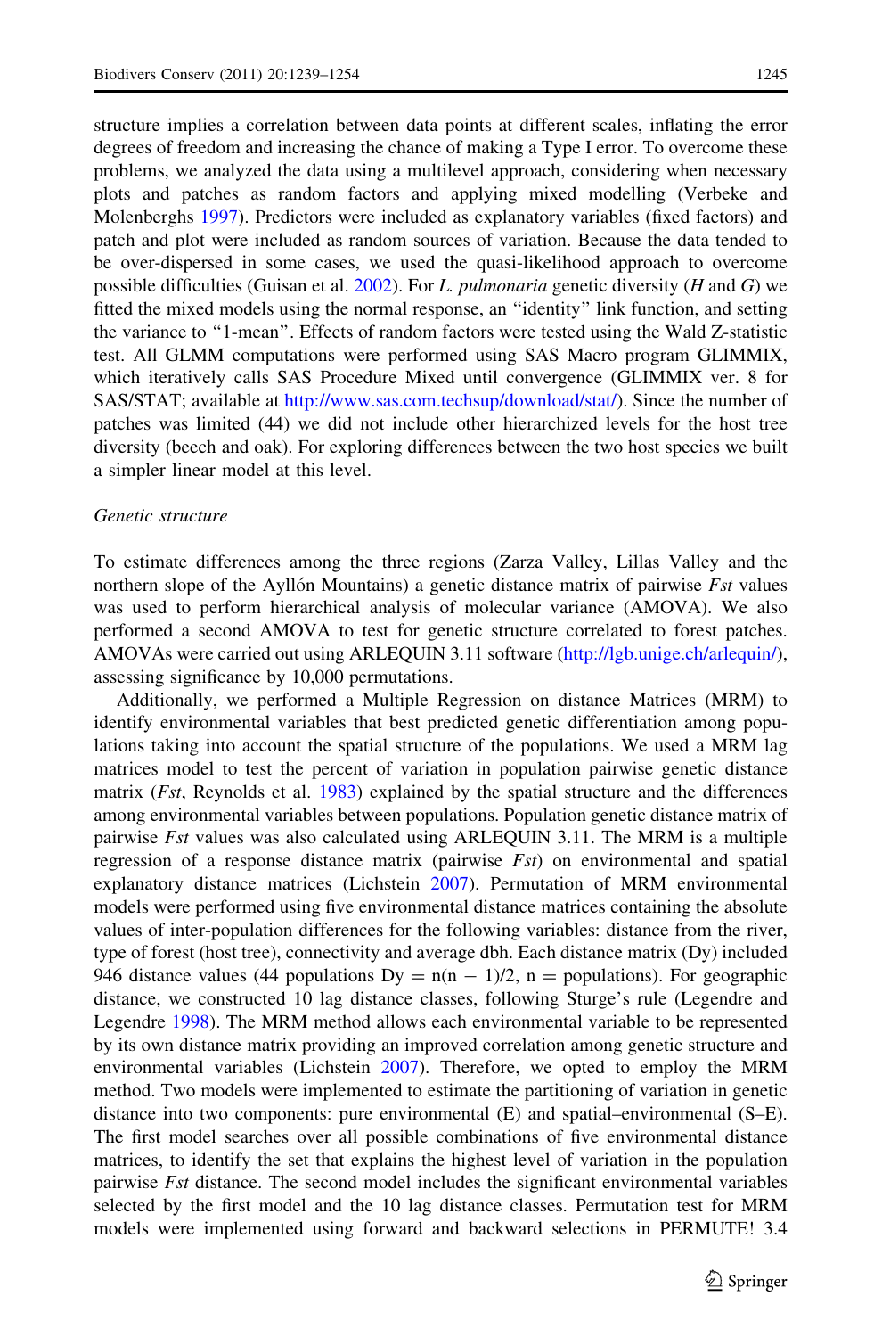structure implies a correlation between data points at different scales, inflating the error degrees of freedom and increasing the chance of making a Type I error. To overcome these problems, we analyzed the data using a multilevel approach, considering when necessary plots and patches as random factors and applying mixed modelling (Verbeke and Molenberghs 1997). Predictors were included as explanatory variables (fixed factors) and patch and plot were included as random sources of variation. Because the data tended to be over-dispersed in some cases, we used the quasi-likelihood approach to overcome possible difficulties (Guisan et al. 2002). For *L. pulmonaria* genetic diversity (*H* and *G*) we fitted the mixed models using the normal response, an "identity" link function, and setting the variance to "1-mean". Effects of random factors were tested using the Wald Z-statistic test. All GLMM computations were performed using SAS Macro program GLIMMIX, which iteratively calls SAS Procedure Mixed until convergence (GLIMMIX ver. 8 for SAS/STAT; available at http://www.sas.com.techsup/download/stat/). Since the number of patches was limited (44) we did not include other hierarchized levels for the host tree diversity (beech and oak). For exploring differences between the two host species we built a simpler linear model at this level.

*Genetic structure*

To estimate differences among the three regions (Zarza Valley, Lillas Valley and the northern slope of the Ayllón Mountains) a genetic distance matrix of pairwise *Fst* values was used to perform hierarchical analysis of molecular variance (AMOVA). We also performed a second AMOVA to test for genetic structure correlated to forest patches. AMOVAs were carried out using ARLEQUIN 3.11 software (http://lgb.unige.ch/arlequin/), assessing significance by 10,000 permutations.

Additionally, we performed a Multiple Regression on distance Matrices (MRM) to identify environmental variables that best predicted genetic differentiation among populations taking into account the spatial structure of the populations. We used a MRM lag matrices model to test the percent of variation in population pairwise genetic distance matrix (*Fst*, Reynolds et al. 1983) explained by the spatial structure and the differences among environmental variables between populations. Population genetic distance matrix of pairwise *Fst* values was also calculated using ARLEQUIN 3.11. The MRM is a multiple regression of a response distance matrix (pairwise *Fst*) on environmental and spatial explanatory distance matrices (Lichstein 2007). Permutation of MRM environmental models were performed using five environmental distance matrices containing the absolute values of inter-population differences for the following variables: distance from the river, type of forest (host tree), connectivity and average dbh. Each distance matrix (Dy) included 946 distance values (44 populations $Dy = n(n - 1)/2$, n = populations). For geographic distance, we constructed 10 lag distance classes, following Sturge's rule (Legendre and Legendre 1998). The MRM method allows each environmental variable to be represented by its own distance matrix providing an improved correlation among genetic structure and environmental variables (Lichstein 2007). Therefore, we opted to employ the MRM method. Two models were implemented to estimate the partitioning of variation in genetic distance into two components: pure environmental (E) and spatial–environmental (S–E). The first model searches over all possible combinations of five environmental distance matrices, to identify the set that explains the highest level of variation in the population pairwise *Fst* distance. The second model includes the significant environmental variables selected by the first model and the 10 lag distance classes. Permutation test for MRM models were implemented using forward and backward selections in PERMUTE! 3.4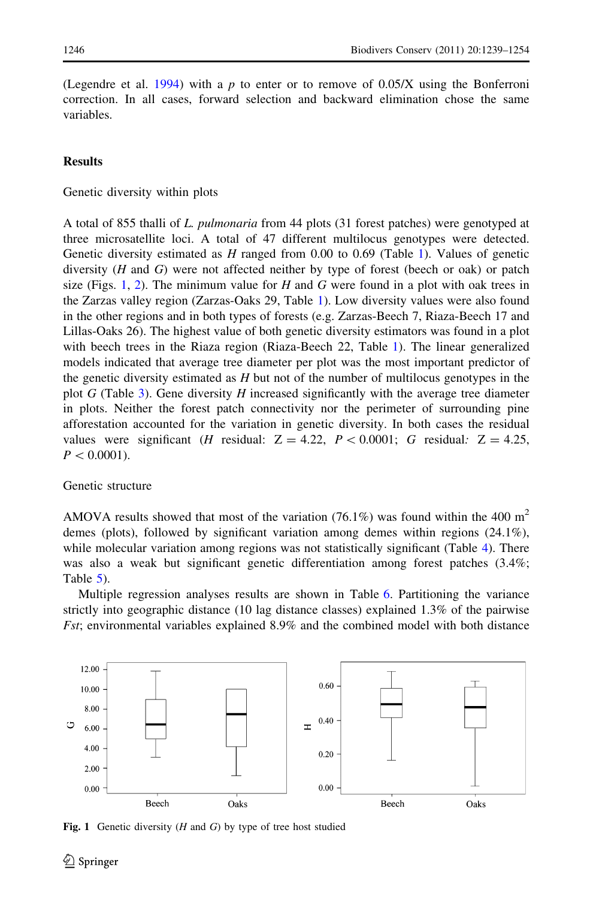(Legendre et al. 1994) with a $p$ to enter or to remove of 0.05/X using the Bonferroni correction. In all cases, forward selection and backward elimination chose the same variables.

## Results

### Genetic diversity within plots

A total of 855 thalli of *L. pulmonaria* from 44 plots (31 forest patches) were genotyped at three microsatellite loci. A total of 47 different multilocus genotypes were detected. Genetic diversity estimated as $H$ ranged from 0.00 to 0.69 (Table 1). Values of genetic diversity ($H$ and $G$) were not affected neither by type of forest (beech or oak) or patch size (Figs. 1, 2). The minimum value for $H$ and $G$ were found in a plot with oak trees in the Zarzas valley region (Zarzas-Oaks 29, Table 1). Low diversity values were also found in the other regions and in both types of forests (e.g. Zarzas-Beech 7, Riaza-Beech 17 and Lillas-Oaks 26). The highest value of both genetic diversity estimators was found in a plot with beech trees in the Riaza region (Riaza-Beech 22, Table 1). The linear generalized models indicated that average tree diameter per plot was the most important predictor of the genetic diversity estimated as $H$ but not of the number of multilocus genotypes in the plot $G$ (Table 3). Gene diversity $H$ increased significantly with the average tree diameter in plots. Neither the forest patch connectivity nor the perimeter of surrounding pine afforestation accounted for the variation in genetic diversity. In both cases the residual values were significant ($H$ residual: $Z = 4.22$, $P < 0.0001$; $G$ residual: $Z = 4.25$, $P < 0.0001$).

### Genetic structure

AMOVA results showed that most of the variation (76.1%) was found within the 400 $m^2$ demes (plots), followed by significant variation among demes within regions (24.1%), while molecular variation among regions was not statistically significant (Table 4). There was also a weak but significant genetic differentiation among forest patches (3.4%; Table 5).

Multiple regression analyses results are shown in Table 6. Partitioning the variance strictly into geographic distance (10 lag distance classes) explained 1.3% of the pairwise *Fst*; environmental variables explained 8.9% and the combined model with both distance

**Fig. 1** Genetic diversity ($H$ and $G$) by type of tree host studied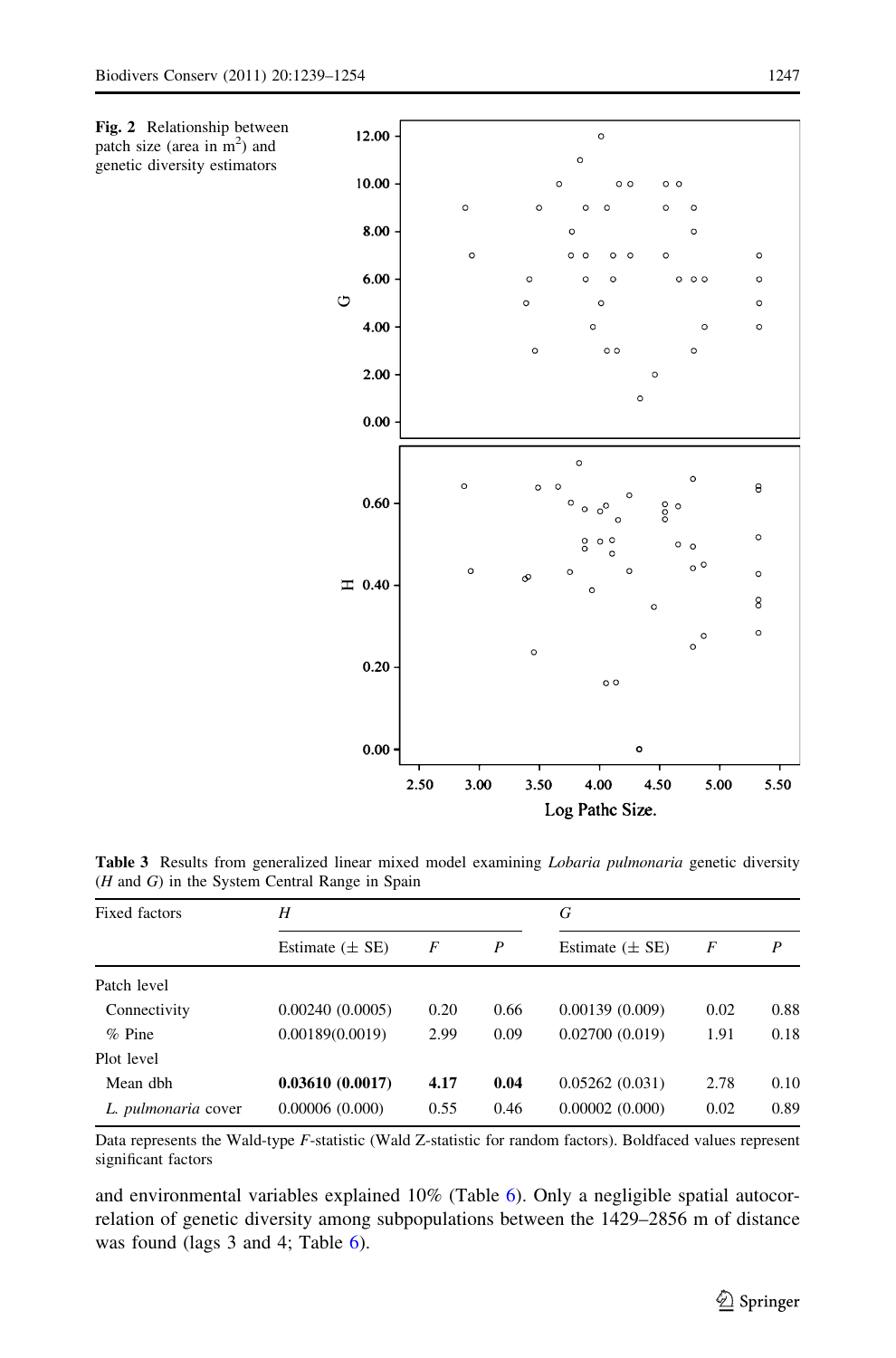**Fig. 2** Relationship between patch size (area in m$^2$) and genetic diversity estimators

**Table 3** Results from generalized linear mixed model examining *Lobaria pulmonaria* genetic diversity (*H* and *G*) in the System Central Range in Spain

| Fixed factors | *H* | | | *G* | | |
|---|---|---|---|---|---|---|
| | Estimate (± SE) | *F* | *P* | Estimate (± SE) | *F* | *P* |
| Patch level | | | | | | |
| Connectivity | 0.00240 (0.0005) | 0.20 | 0.66 | 0.00139 (0.009) | 0.02 | 0.88 |
| % Pine | 0.00189(0.0019) | 2.99 | 0.09 | 0.02700 (0.019) | 1.91 | 0.18 |
| Plot level | | | | | | |
| Mean dbh | **0.03610 (0.0017)** | **4.17** | **0.04** | 0.05262 (0.031) | 2.78 | 0.10 |
| *L. pulmonaria* cover | 0.00006 (0.000) | 0.55 | 0.46 | 0.00002 (0.000) | 0.02 | 0.89 |

Data represents the Wald-type *F*-statistic (Wald Z-statistic for random factors). Boldfaced values represent significant factors

and environmental variables explained 10% (Table 6). Only a negligible spatial autocorrelation of genetic diversity among subpopulations between the 1429–2856 m of distance was found (lags 3 and 4; Table 6).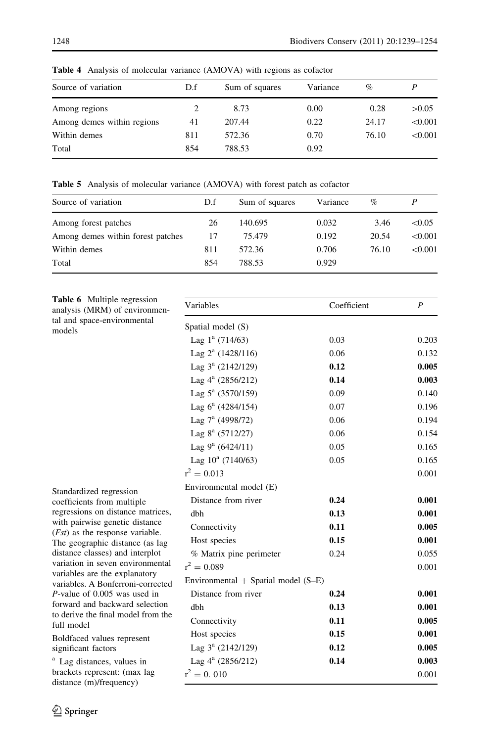**Table 4** Analysis of molecular variance (AMOVA) with regions as cofactor

| Source of variation | D.f | Sum of squares | Variance | % | *P* |
|---|---|---|---|---|---|
| Among regions | 2 | 8.73 | 0.00 | 0.28 | >0.05 |
| Among demes within regions | 41 | 207.44 | 0.22 | 24.17 | <0.001 |
| Within demes | 811 | 572.36 | 0.70 | 76.10 | <0.001 |
| Total | 854 | 788.53 | 0.92 | | |

**Table 5** Analysis of molecular variance (AMOVA) with forest patch as cofactor

| Source of variation | D.f | Sum of squares | Variance | % | *P* |
|---|---|---|---|---|---|
| Among forest patches | 26 | 140.695 | 0.032 | 3.46 | <0.05 |
| Among demes within forest patches | 17 | 75.479 | 0.192 | 20.54 | <0.001 |
| Within demes | 811 | 572.36 | 0.706 | 76.10 | <0.001 |
| Total | 854 | 788.53 | 0.929 | | |

**Table 6** Multiple regression analysis (MRM) of environmental and space-environmental models

| Variables | Coefficient | *P* |
|---|---|---|
| Spatial model (S) | | |
| Lag 1[a] (714/63) | 0.03 | 0.203 |
| Lag 2[a] (1428/116) | 0.06 | 0.132 |
| Lag 3[a] (2142/129) | **0.12** | **0.005** |
| Lag 4[a] (2856/212) | **0.14** | **0.003** |
| Lag 5[a] (3570/159) | 0.09 | 0.140 |
| Lag 6[a] (4284/154) | 0.07 | 0.196 |
| Lag 7[a] (4998/72) | 0.06 | 0.194 |
| Lag 8[a] (5712/27) | 0.06 | 0.154 |
| Lag 9[a] (6424/11) | 0.05 | 0.165 |
| Lag 10[a] (7140/63) | 0.05 | 0.165 |
| $r^2 = 0.013$ | | 0.001 |
| Environmental model (E) | | |
| Distance from river | **0.24** | **0.001** |
| dbh | **0.13** | **0.001** |
| Connectivity | **0.11** | **0.005** |
| Host species | **0.15** | **0.001** |
| % Matrix pine perimeter | 0.24 | 0.055 |
| $r^2 = 0.089$ | | 0.001 |
| Environmental + Spatial model (S–E) | | |
| Distance from river | **0.24** | **0.001** |
| dbh | **0.13** | **0.001** |
| Connectivity | **0.11** | **0.005** |
| Host species | **0.15** | **0.001** |
| Lag 3[a] (2142/129) | **0.12** | **0.005** |
| Lag 4[a] (2856/212) | **0.14** | **0.003** |
| $r^2 = 0.010$ | | 0.001 |

Standardized regression coefficients from multiple regressions on distance matrices, with pairwise genetic distance (*Fst*) as the response variable. The geographic distance (as lag distance classes) and interplot variation in seven environmental variables are the explanatory variables. A Bonferroni-corrected *P*-value of 0.005 was used in forward and backward selection to derive the final model from the full model

Boldfaced values represent significant factors

[a] Lag distances, values in brackets represent: (max lag distance (m)/frequency)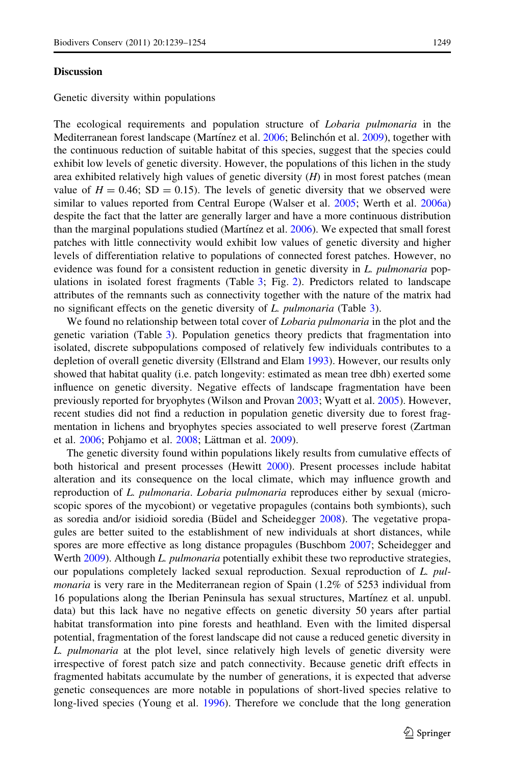## Discussion

### Genetic diversity within populations

The ecological requirements and population structure of *Lobaria pulmonaria* in the Mediterranean forest landscape (Martínez et al. 2006; Belinchón et al. 2009), together with the continuous reduction of suitable habitat of this species, suggest that the species could exhibit low levels of genetic diversity. However, the populations of this lichen in the study area exhibited relatively high values of genetic diversity ($H$) in most forest patches (mean value of $H = 0.46$; SD $= 0.15$). The levels of genetic diversity that we observed were similar to values reported from Central Europe (Walser et al. 2005; Werth et al. 2006a) despite the fact that the latter are generally larger and have a more continuous distribution than the marginal populations studied (Martínez et al. 2006). We expected that small forest patches with little connectivity would exhibit low values of genetic diversity and higher levels of differentiation relative to populations of connected forest patches. However, no evidence was found for a consistent reduction in genetic diversity in *L. pulmonaria* populations in isolated forest fragments (Table 3; Fig. 2). Predictors related to landscape attributes of the remnants such as connectivity together with the nature of the matrix had no significant effects on the genetic diversity of *L. pulmonaria* (Table 3).

We found no relationship between total cover of *Lobaria pulmonaria* in the plot and the genetic variation (Table 3). Population genetics theory predicts that fragmentation into isolated, discrete subpopulations composed of relatively few individuals contributes to a depletion of overall genetic diversity (Ellstrand and Elam 1993). However, our results only showed that habitat quality (i.e. patch longevity: estimated as mean tree dbh) exerted some influence on genetic diversity. Negative effects of landscape fragmentation have been previously reported for bryophytes (Wilson and Provan 2003; Wyatt et al. 2005). However, recent studies did not find a reduction in population genetic diversity due to forest fragmentation in lichens and bryophytes species associated to well preserve forest (Zartman et al. 2006; Pohjamo et al. 2008; Lättman et al. 2009).

The genetic diversity found within populations likely results from cumulative effects of both historical and present processes (Hewitt 2000). Present processes include habitat alteration and its consequence on the local climate, which may influence growth and reproduction of *L. pulmonaria*. *Lobaria pulmonaria* reproduces either by sexual (microscopic spores of the mycobiont) or vegetative propagules (contains both symbionts), such as soredia and/or isidioid soredia (Büdel and Scheidegger 2008). The vegetative propagules are better suited to the establishment of new individuals at short distances, while spores are more effective as long distance propagules (Buschbom 2007; Scheidegger and Werth 2009). Although *L. pulmonaria* potentially exhibit these two reproductive strategies, our populations completely lacked sexual reproduction. Sexual reproduction of *L. pulmonaria* is very rare in the Mediterranean region of Spain (1.2% of 5253 individual from 16 populations along the Iberian Peninsula has sexual structures, Martínez et al. unpubl. data) but this lack have no negative effects on genetic diversity 50 years after partial habitat transformation into pine forests and heathland. Even with the limited dispersal potential, fragmentation of the forest landscape did not cause a reduced genetic diversity in *L. pulmonaria* at the plot level, since relatively high levels of genetic diversity were irrespective of forest patch size and patch connectivity. Because genetic drift effects in fragmented habitats accumulate by the number of generations, it is expected that adverse genetic consequences are more notable in populations of short-lived species relative to long-lived species (Young et al. 1996). Therefore we conclude that the long generation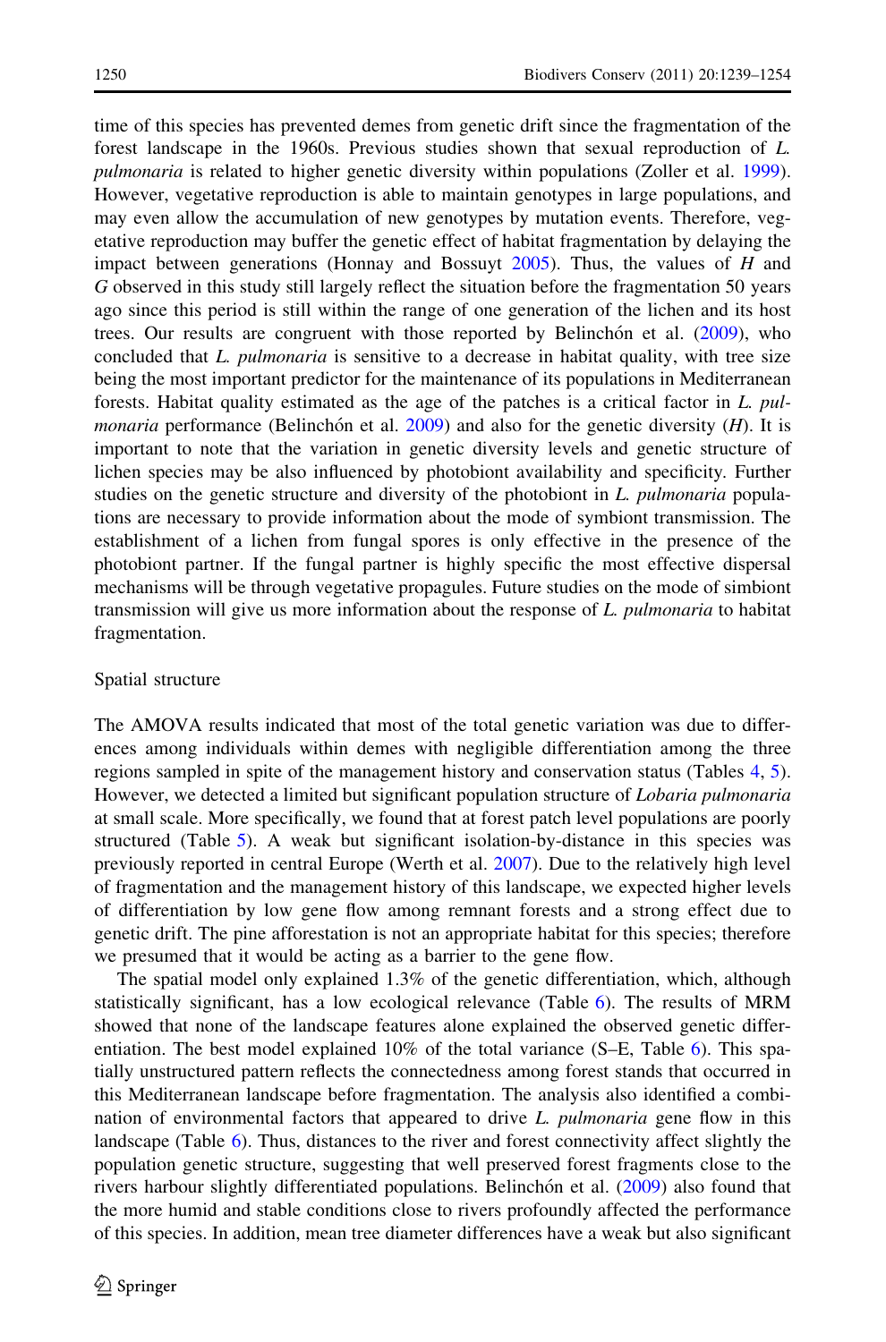time of this species has prevented demes from genetic drift since the fragmentation of the forest landscape in the 1960s. Previous studies shown that sexual reproduction of *L. pulmonaria* is related to higher genetic diversity within populations (Zoller et al. 1999). However, vegetative reproduction is able to maintain genotypes in large populations, and may even allow the accumulation of new genotypes by mutation events. Therefore, vegetative reproduction may buffer the genetic effect of habitat fragmentation by delaying the impact between generations (Honnay and Bossuyt 2005). Thus, the values of $H$ and $G$ observed in this study still largely reflect the situation before the fragmentation 50 years ago since this period is still within the range of one generation of the lichen and its host trees. Our results are congruent with those reported by Belinchón et al. (2009), who concluded that *L. pulmonaria* is sensitive to a decrease in habitat quality, with tree size being the most important predictor for the maintenance of its populations in Mediterranean forests. Habitat quality estimated as the age of the patches is a critical factor in *L. pulmonaria* performance (Belinchón et al. 2009) and also for the genetic diversity ($H$). It is important to note that the variation in genetic diversity levels and genetic structure of lichen species may be also influenced by photobiont availability and specificity. Further studies on the genetic structure and diversity of the photobiont in *L. pulmonaria* populations are necessary to provide information about the mode of symbiont transmission. The establishment of a lichen from fungal spores is only effective in the presence of the photobiont partner. If the fungal partner is highly specific the most effective dispersal mechanisms will be through vegetative propagules. Future studies on the mode of simbiont transmission will give us more information about the response of *L. pulmonaria* to habitat fragmentation.

## Spatial structure

The AMOVA results indicated that most of the total genetic variation was due to differences among individuals within demes with negligible differentiation among the three regions sampled in spite of the management history and conservation status (Tables 4, 5). However, we detected a limited but significant population structure of *Lobaria pulmonaria* at small scale. More specifically, we found that at forest patch level populations are poorly structured (Table 5). A weak but significant isolation-by-distance in this species was previously reported in central Europe (Werth et al. 2007). Due to the relatively high level of fragmentation and the management history of this landscape, we expected higher levels of differentiation by low gene flow among remnant forests and a strong effect due to genetic drift. The pine afforestation is not an appropriate habitat for this species; therefore we presumed that it would be acting as a barrier to the gene flow.

The spatial model only explained 1.3% of the genetic differentiation, which, although statistically significant, has a low ecological relevance (Table 6). The results of MRM showed that none of the landscape features alone explained the observed genetic differentiation. The best model explained 10% of the total variance (S–E, Table 6). This spatially unstructured pattern reflects the connectedness among forest stands that occurred in this Mediterranean landscape before fragmentation. The analysis also identified a combination of environmental factors that appeared to drive *L. pulmonaria* gene flow in this landscape (Table 6). Thus, distances to the river and forest connectivity affect slightly the population genetic structure, suggesting that well preserved forest fragments close to the rivers harbour slightly differentiated populations. Belinchón et al. (2009) also found that the more humid and stable conditions close to rivers profoundly affected the performance of this species. In addition, mean tree diameter differences have a weak but also significant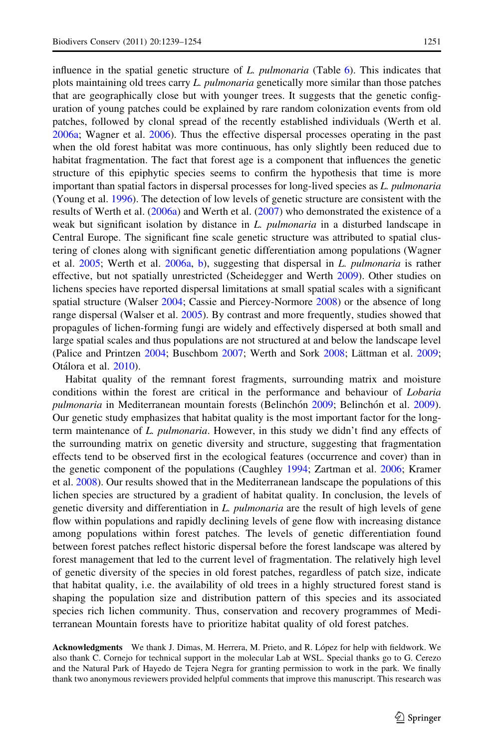influence in the spatial genetic structure of *L. pulmonaria* (Table 6). This indicates that plots maintaining old trees carry *L. pulmonaria* genetically more similar than those patches that are geographically close but with younger trees. It suggests that the genetic configuration of young patches could be explained by rare random colonization events from old patches, followed by clonal spread of the recently established individuals (Werth et al. 2006a; Wagner et al. 2006). Thus the effective dispersal processes operating in the past when the old forest habitat was more continuous, has only slightly been reduced due to habitat fragmentation. The fact that forest age is a component that influences the genetic structure of this epiphytic species seems to confirm the hypothesis that time is more important than spatial factors in dispersal processes for long-lived species as *L. pulmonaria* (Young et al. 1996). The detection of low levels of genetic structure are consistent with the results of Werth et al. (2006a) and Werth et al. (2007) who demonstrated the existence of a weak but significant isolation by distance in *L. pulmonaria* in a disturbed landscape in Central Europe. The significant fine scale genetic structure was attributed to spatial clustering of clones along with significant genetic differentiation among populations (Wagner et al. 2005; Werth et al. 2006a, b), suggesting that dispersal in *L. pulmonaria* is rather effective, but not spatially unrestricted (Scheidegger and Werth 2009). Other studies on lichens species have reported dispersal limitations at small spatial scales with a significant spatial structure (Walser 2004; Cassie and Piercey-Normore 2008) or the absence of long range dispersal (Walser et al. 2005). By contrast and more frequently, studies showed that propagules of lichen-forming fungi are widely and effectively dispersed at both small and large spatial scales and thus populations are not structured at and below the landscape level (Palice and Printzen 2004; Buschbom 2007; Werth and Sork 2008; Lättman et al. 2009; Otálora et al. 2010).

Habitat quality of the remnant forest fragments, surrounding matrix and moisture conditions within the forest are critical in the performance and behaviour of *Lobaria pulmonaria* in Mediterranean mountain forests (Belinchón 2009; Belinchón et al. 2009). Our genetic study emphasizes that habitat quality is the most important factor for the long-term maintenance of *L. pulmonaria*. However, in this study we didn't find any effects of the surrounding matrix on genetic diversity and structure, suggesting that fragmentation effects tend to be observed first in the ecological features (occurrence and cover) than in the genetic component of the populations (Caughley 1994; Zartman et al. 2006; Kramer et al. 2008). Our results showed that in the Mediterranean landscape the populations of this lichen species are structured by a gradient of habitat quality. In conclusion, the levels of genetic diversity and differentiation in *L. pulmonaria* are the result of high levels of gene flow within populations and rapidly declining levels of gene flow with increasing distance among populations within forest patches. The levels of genetic differentiation found between forest patches reflect historic dispersal before the forest landscape was altered by forest management that led to the current level of fragmentation. The relatively high level of genetic diversity of the species in old forest patches, regardless of patch size, indicate that habitat quality, i.e. the availability of old trees in a highly structured forest stand is shaping the population size and distribution pattern of this species and its associated species rich lichen community. Thus, conservation and recovery programmes of Mediterranean Mountain forests have to prioritize habitat quality of old forest patches.

**Acknowledgments** We thank J. Dimas, M. Herrera, M. Prieto, and R. López for help with fieldwork. We also thank C. Cornejo for technical support in the molecular Lab at WSL. Special thanks go to G. Cerezo and the Natural Park of Hayedo de Tejera Negra for granting permission to work in the park. We finally thank two anonymous reviewers provided helpful comments that improve this manuscript. This research was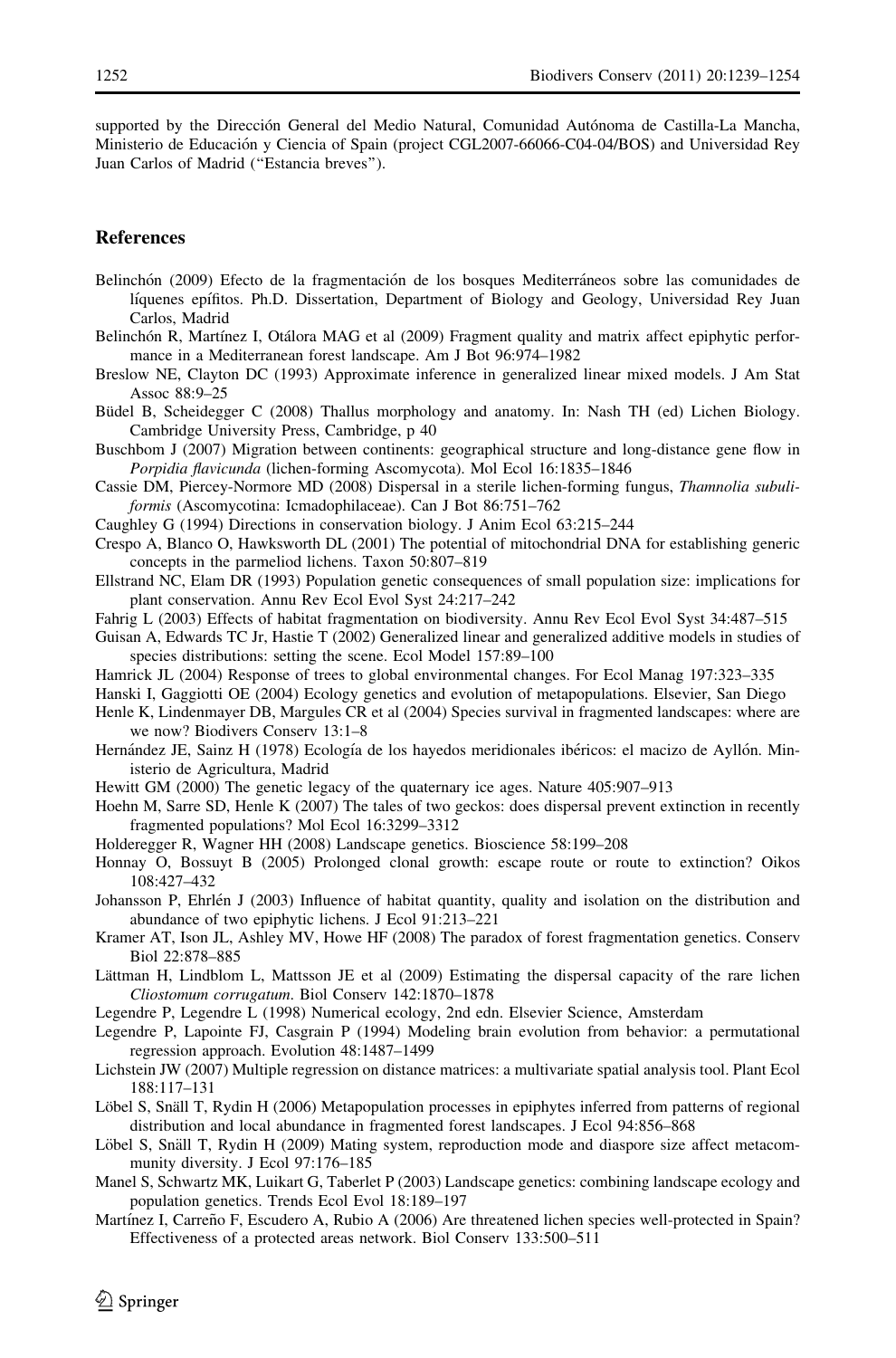supported by the Dirección General del Medio Natural, Comunidad Autónoma de Castilla-La Mancha, Ministerio de Educación y Ciencia of Spain (project CGL2007-66066-C04-04/BOS) and Universidad Rey Juan Carlos of Madrid ("Estancia breves").

## References

Belinchón (2009) Efecto de la fragmentación de los bosques Mediterráneos sobre las comunidades de líquenes epífitos. Ph.D. Dissertation, Department of Biology and Geology, Universidad Rey Juan Carlos, Madrid

Belinchón R, Martínez I, Otálora MAG et al (2009) Fragment quality and matrix affect epiphytic performance in a Mediterranean forest landscape. Am J Bot 96:974–1982

Breslow NE, Clayton DC (1993) Approximate inference in generalized linear mixed models. J Am Stat Assoc 88:9–25

Büdel B, Scheidegger C (2008) Thallus morphology and anatomy. In: Nash TH (ed) Lichen Biology. Cambridge University Press, Cambridge, p 40

Buschbom J (2007) Migration between continents: geographical structure and long-distance gene flow in *Porpidia flavicunda* (lichen-forming Ascomycota). Mol Ecol 16:1835–1846

Cassie DM, Piercey-Normore MD (2008) Dispersal in a sterile lichen-forming fungus, *Thamnolia subuliformis* (Ascomycotina: Icmadophilaceae). Can J Bot 86:751–762

Caughley G (1994) Directions in conservation biology. J Anim Ecol 63:215–244

Crespo A, Blanco O, Hawksworth DL (2001) The potential of mitochondrial DNA for establishing generic concepts in the parmelioid lichens. Taxon 50:807–819

Ellstrand NC, Elam DR (1993) Population genetic consequences of small population size: implications for plant conservation. Annu Rev Ecol Evol Syst 24:217–242

Fahrig L (2003) Effects of habitat fragmentation on biodiversity. Annu Rev Ecol Evol Syst 34:487–515

Guisan A, Edwards TC Jr, Hastie T (2002) Generalized linear and generalized additive models in studies of species distributions: setting the scene. Ecol Model 157:89–100

Hamrick JL (2004) Response of trees to global environmental changes. For Ecol Manag 197:323–335

Hanski I, Gaggiotti OE (2004) Ecology genetics and evolution of metapopulations. Elsevier, San Diego

Henle K, Lindenmayer DB, Margules CR et al (2004) Species survival in fragmented landscapes: where are we now? Biodivers Conserv 13:1–8

Hernández JE, Sainz H (1978) Ecología de los hayedos meridionales ibéricos: el macizo de Ayllón. Ministerio de Agricultura, Madrid

Hewitt GM (2000) The genetic legacy of the quaternary ice ages. Nature 405:907–913

Hoehn M, Sarre SD, Henle K (2007) The tales of two geckos: does dispersal prevent extinction in recently fragmented populations? Mol Ecol 16:3299–3312

Holderegger R, Wagner HH (2008) Landscape genetics. Bioscience 58:199–208

Honnay O, Bossuyt B (2005) Prolonged clonal growth: escape route or route to extinction? Oikos 108:427–432

Johansson P, Ehrlén J (2003) Influence of habitat quantity, quality and isolation on the distribution and abundance of two epiphytic lichens. J Ecol 91:213–221

Kramer AT, Ison JL, Ashley MV, Howe HF (2008) The paradox of forest fragmentation genetics. Conserv Biol 22:878–885

Lättman H, Lindblom L, Mattsson JE et al (2009) Estimating the dispersal capacity of the rare lichen *Cliostomum corrugatum*. Biol Conserv 142:1870–1878

Legendre P, Legendre L (1998) Numerical ecology, 2nd edn. Elsevier Science, Amsterdam

Legendre P, Lapointe FJ, Casgrain P (1994) Modeling brain evolution from behavior: a permutational regression approach. Evolution 48:1487–1499

Lichstein JW (2007) Multiple regression on distance matrices: a multivariate spatial analysis tool. Plant Ecol 188:117–131

Löbel S, Snäll T, Rydin H (2006) Metapopulation processes in epiphytes inferred from patterns of regional distribution and local abundance in fragmented forest landscapes. J Ecol 94:856–868

Löbel S, Snäll T, Rydin H (2009) Mating system, reproduction mode and diaspore size affect metacommunity diversity. J Ecol 97:176–185

Manel S, Schwartz MK, Luikart G, Taberlet P (2003) Landscape genetics: combining landscape ecology and population genetics. Trends Ecol Evol 18:189–197

Martínez I, Carreño F, Escudero A, Rubio A (2006) Are threatened lichen species well-protected in Spain? Effectiveness of a protected areas network. Biol Conserv 133:500–511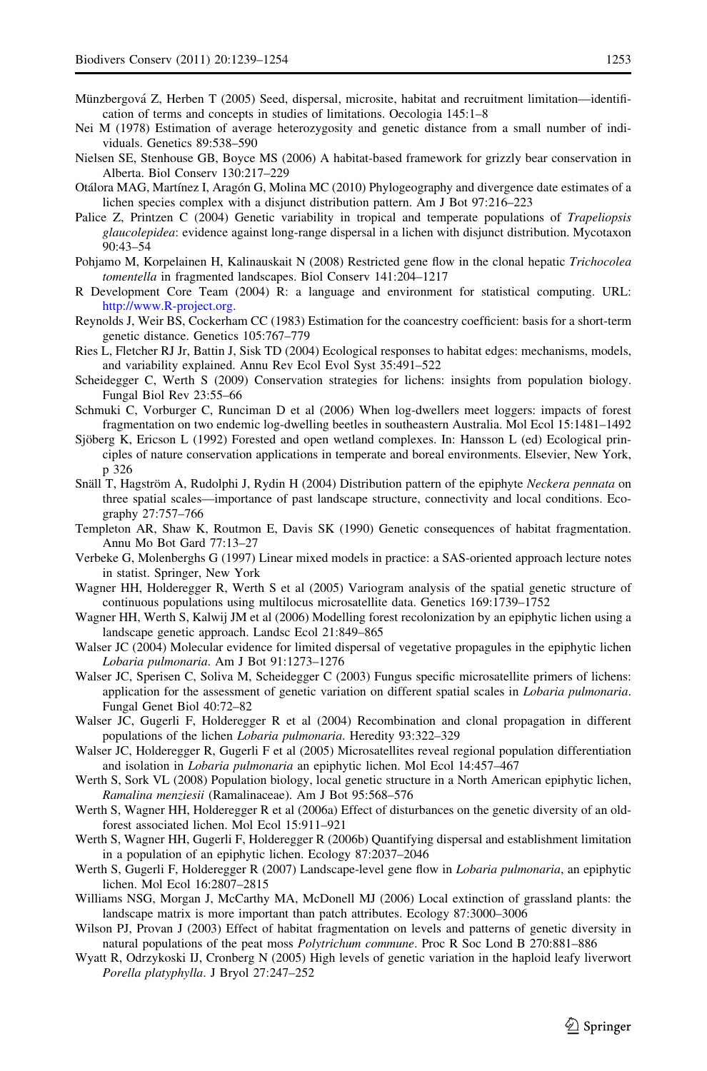Münzbergová Z, Herben T (2005) Seed, dispersal, microsite, habitat and recruitment limitation—identification of terms and concepts in studies of limitations. Oecologia 145:1–8

Nei M (1978) Estimation of average heterozygosity and genetic distance from a small number of individuals. Genetics 89:538–590

Nielsen SE, Stenhouse GB, Boyce MS (2006) A habitat-based framework for grizzly bear conservation in Alberta. Biol Conserv 130:217–229

Otálora MAG, Martínez I, Aragón G, Molina MC (2010) Phylogeography and divergence date estimates of a lichen species complex with a disjunct distribution pattern. Am J Bot 97:216–223

Palice Z, Printzen C (2004) Genetic variability in tropical and temperate populations of *Trapeliopsis glaucolepidea*: evidence against long-range dispersal in a lichen with disjunct distribution. Mycotaxon 90:43–54

Pohjamo M, Korpelainen H, Kalinauskait N (2008) Restricted gene flow in the clonal hepatic *Trichocolea tomentella* in fragmented landscapes. Biol Conserv 141:204–1217

R Development Core Team (2004) R: a language and environment for statistical computing. URL: http://www.R-project.org.

Reynolds J, Weir BS, Cockerham CC (1983) Estimation for the coancestry coefficient: basis for a short-term genetic distance. Genetics 105:767–779

Ries L, Fletcher RJ Jr, Battin J, Sisk TD (2004) Ecological responses to habitat edges: mechanisms, models, and variability explained. Annu Rev Ecol Evol Syst 35:491–522

Scheidegger C, Werth S (2009) Conservation strategies for lichens: insights from population biology. Fungal Biol Rev 23:55–66

Schmuki C, Vorburger C, Runciman D et al (2006) When log-dwellers meet loggers: impacts of forest fragmentation on two endemic log-dwelling beetles in southeastern Australia. Mol Ecol 15:1481–1492

Sjöberg K, Ericson L (1992) Forested and open wetland complexes. In: Hansson L (ed) Ecological principles of nature conservation applications in temperate and boreal environments. Elsevier, New York, p 326

Snäll T, Hagström A, Rudolphi J, Rydin H (2004) Distribution pattern of the epiphyte *Neckera pennata* on three spatial scales—importance of past landscape structure, connectivity and local conditions. Ecography 27:757–766

Templeton AR, Shaw K, Routmon E, Davis SK (1990) Genetic consequences of habitat fragmentation. Annu Mo Bot Gard 77:13–27

Verbeke G, Molenberghs G (1997) Linear mixed models in practice: a SAS-oriented approach lecture notes in statist. Springer, New York

Wagner HH, Holderegger R, Werth S et al (2005) Variogram analysis of the spatial genetic structure of continuous populations using multilocus microsatellite data. Genetics 169:1739–1752

Wagner HH, Werth S, Kalwij JM et al (2006) Modelling forest recolonization by an epiphytic lichen using a landscape genetic approach. Landsc Ecol 21:849–865

Walser JC (2004) Molecular evidence for limited dispersal of vegetative propagules in the epiphytic lichen *Lobaria pulmonaria*. Am J Bot 91:1273–1276

Walser JC, Sperisen C, Soliva M, Scheidegger C (2003) Fungus specific microsatellite primers of lichens: application for the assessment of genetic variation on different spatial scales in *Lobaria pulmonaria*. Fungal Genet Biol 40:72–82

Walser JC, Gugerli F, Holderegger R et al (2004) Recombination and clonal propagation in different populations of the lichen *Lobaria pulmonaria*. Heredity 93:322–329

Walser JC, Holderegger R, Gugerli F et al (2005) Microsatellites reveal regional population differentiation and isolation in *Lobaria pulmonaria* an epiphytic lichen. Mol Ecol 14:457–467

Werth S, Sork VL (2008) Population biology, local genetic structure in a North American epiphytic lichen, *Ramalina menziesii* (Ramalinaceae). Am J Bot 95:568–576

Werth S, Wagner HH, Holderegger R et al (2006a) Effect of disturbances on the genetic diversity of an old-forest associated lichen. Mol Ecol 15:911–921

Werth S, Wagner HH, Gugerli F, Holderegger R (2006b) Quantifying dispersal and establishment limitation in a population of an epiphytic lichen. Ecology 87:2037–2046

Werth S, Gugerli F, Holderegger R (2007) Landscape-level gene flow in *Lobaria pulmonaria*, an epiphytic lichen. Mol Ecol 16:2807–2815

Williams NSG, Morgan J, McCarthy MA, McDonell MJ (2006) Local extinction of grassland plants: the landscape matrix is more important than patch attributes. Ecology 87:3000–3006

Wilson PJ, Provan J (2003) Effect of habitat fragmentation on levels and patterns of genetic diversity in natural populations of the peat moss *Polytrichum commune*. Proc R Soc Lond B 270:881–886

Wyatt R, Odrzykoski IJ, Cronberg N (2005) High levels of genetic variation in the haploid leafy liverwort *Porella platyphylla*. J Bryol 27:247–252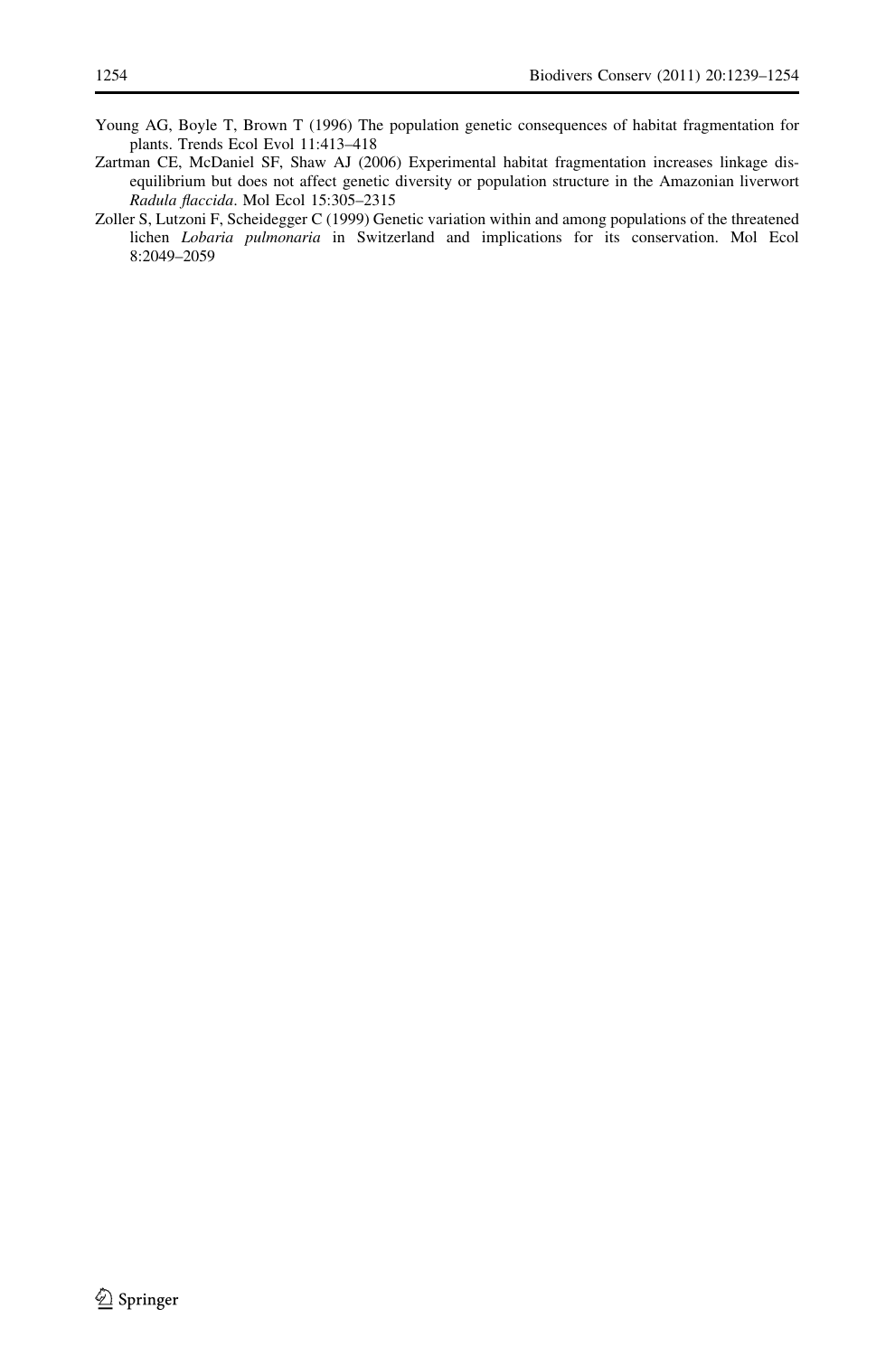Young AG, Boyle T, Brown T (1996) The population genetic consequences of habitat fragmentation for plants. Trends Ecol Evol 11:413–418

Zartman CE, McDaniel SF, Shaw AJ (2006) Experimental habitat fragmentation increases linkage disequilibrium but does not affect genetic diversity or population structure in the Amazonian liverwort *Radula flaccida*. Mol Ecol 15:305–2315

Zoller S, Lutzoni F, Scheidegger C (1999) Genetic variation within and among populations of the threatened lichen *Lobaria pulmonaria* in Switzerland and implications for its conservation. Mol Ecol 8:2049–2059